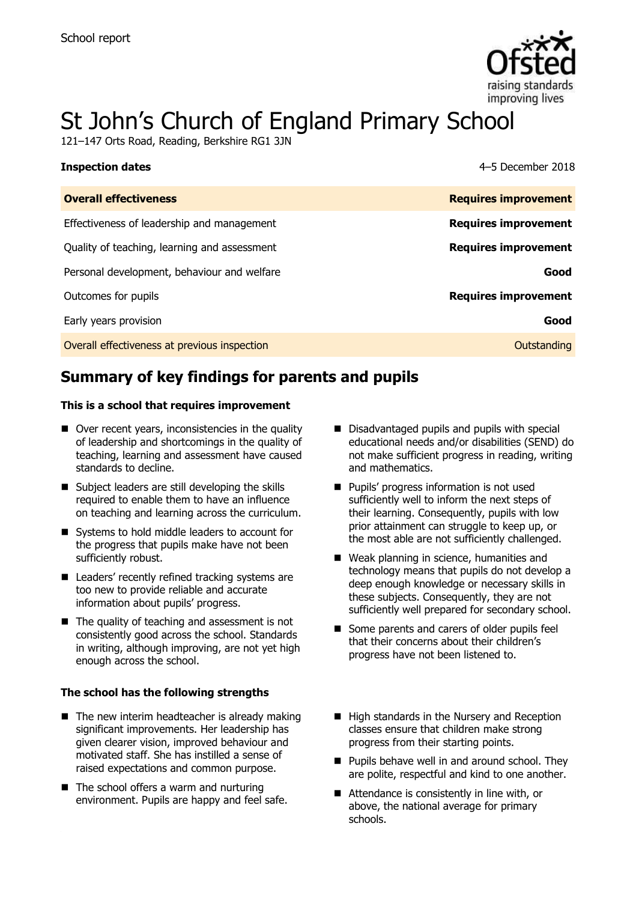School report

# St John's Church of England Primary School

121–147 Orts Road, Reading, Berkshire RG1 3JN

**Inspection dates** 4–5 December 2018

| **Overall effectiveness** | **Requires improvement** |
| --- | --- |
| Effectiveness of leadership and management | **Requires improvement** |
| Quality of teaching, learning and assessment | **Requires improvement** |
| Personal development, behaviour and welfare | **Good** |
| Outcomes for pupils | **Requires improvement** |
| Early years provision | **Good** |
| Overall effectiveness at previous inspection | Outstanding |

## Summary of key findings for parents and pupils

**This is a school that requires improvement**

- Over recent years, inconsistencies in the quality of leadership and shortcomings in the quality of teaching, learning and assessment have caused standards to decline.
- Subject leaders are still developing the skills required to enable them to have an influence on teaching and learning across the curriculum.
- Systems to hold middle leaders to account for the progress that pupils make have not been sufficiently robust.
- Leaders' recently refined tracking systems are too new to provide reliable and accurate information about pupils' progress.
- The quality of teaching and assessment is not consistently good across the school. Standards in writing, although improving, are not yet high enough across the school.
- Disadvantaged pupils and pupils with special educational needs and/or disabilities (SEND) do not make sufficient progress in reading, writing and mathematics.
- Pupils' progress information is not used sufficiently well to inform the next steps of their learning. Consequently, pupils with low prior attainment can struggle to keep up, or the most able are not sufficiently challenged.
- Weak planning in science, humanities and technology means that pupils do not develop a deep enough knowledge or necessary skills in these subjects. Consequently, they are not sufficiently well prepared for secondary school.
- Some parents and carers of older pupils feel that their concerns about their children's progress have not been listened to.

**The school has the following strengths**

- The new interim headteacher is already making significant improvements. Her leadership has given clearer vision, improved behaviour and motivated staff. She has instilled a sense of raised expectations and common purpose.
- The school offers a warm and nurturing environment. Pupils are happy and feel safe.
- High standards in the Nursery and Reception classes ensure that children make strong progress from their starting points.
- Pupils behave well in and around school. They are polite, respectful and kind to one another.
- Attendance is consistently in line with, or above, the national average for primary schools.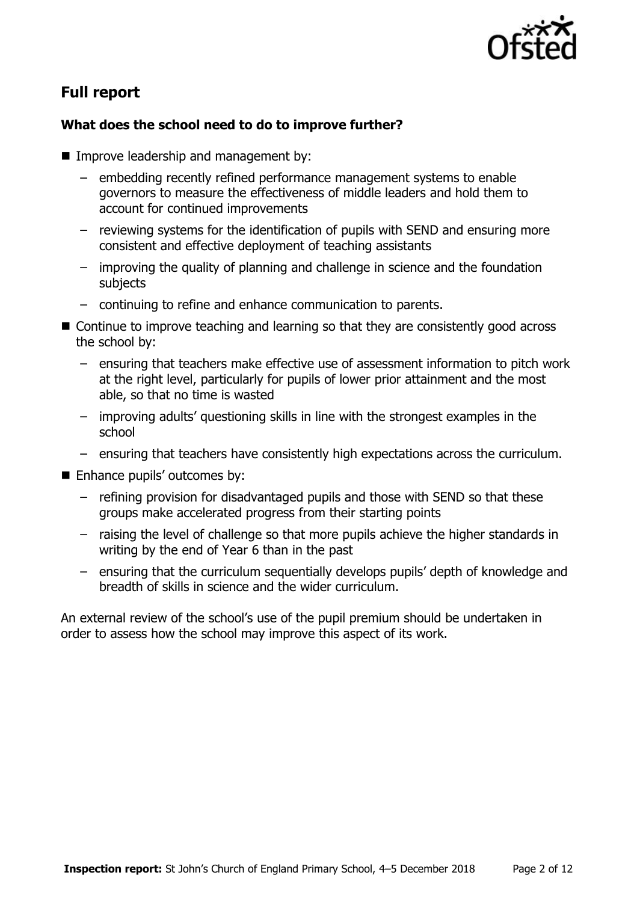## Full report

### What does the school need to do to improve further?

- Improve leadership and management by:
  - embedding recently refined performance management systems to enable governors to measure the effectiveness of middle leaders and hold them to account for continued improvements
  - reviewing systems for the identification of pupils with SEND and ensuring more consistent and effective deployment of teaching assistants
  - improving the quality of planning and challenge in science and the foundation subjects
  - continuing to refine and enhance communication to parents.
- Continue to improve teaching and learning so that they are consistently good across the school by:
  - ensuring that teachers make effective use of assessment information to pitch work at the right level, particularly for pupils of lower prior attainment and the most able, so that no time is wasted
  - improving adults' questioning skills in line with the strongest examples in the school
  - ensuring that teachers have consistently high expectations across the curriculum.
- Enhance pupils' outcomes by:
  - refining provision for disadvantaged pupils and those with SEND so that these groups make accelerated progress from their starting points
  - raising the level of challenge so that more pupils achieve the higher standards in writing by the end of Year 6 than in the past
  - ensuring that the curriculum sequentially develops pupils' depth of knowledge and breadth of skills in science and the wider curriculum.

An external review of the school's use of the pupil premium should be undertaken in order to assess how the school may improve this aspect of its work.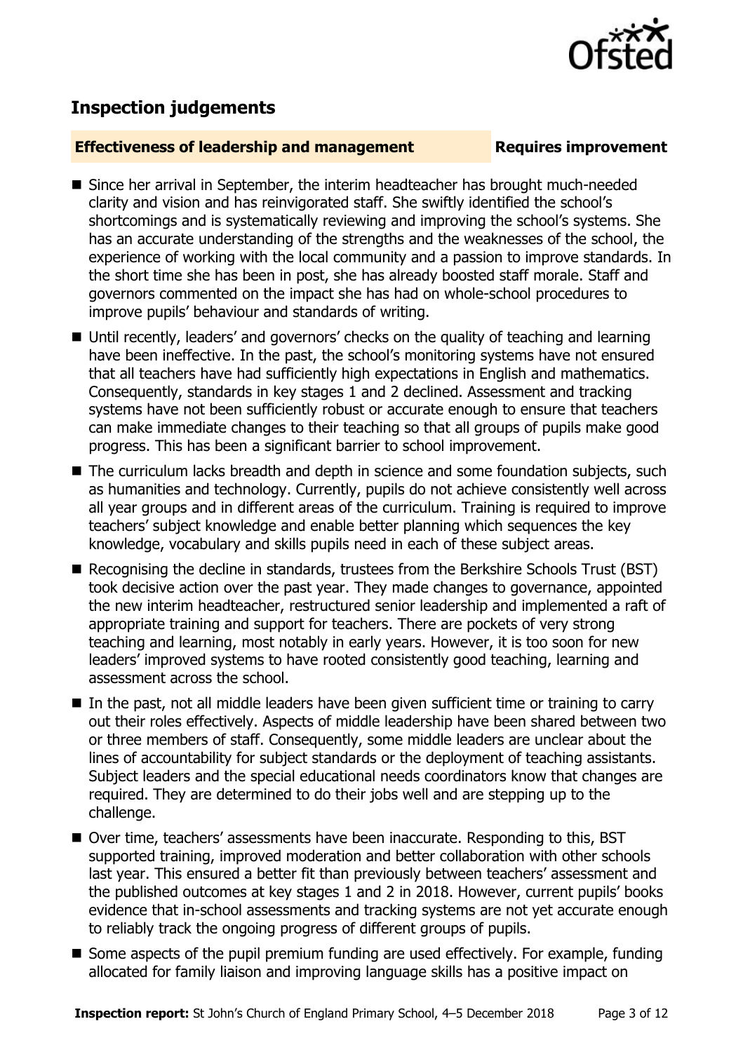## Inspection judgements

**Effectiveness of leadership and management** **Requires improvement**

- Since her arrival in September, the interim headteacher has brought much-needed clarity and vision and has reinvigorated staff. She swiftly identified the school's shortcomings and is systematically reviewing and improving the school's systems. She has an accurate understanding of the strengths and the weaknesses of the school, the experience of working with the local community and a passion to improve standards. In the short time she has been in post, she has already boosted staff morale. Staff and governors commented on the impact she has had on whole-school procedures to improve pupils' behaviour and standards of writing.
- Until recently, leaders' and governors' checks on the quality of teaching and learning have been ineffective. In the past, the school's monitoring systems have not ensured that all teachers have had sufficiently high expectations in English and mathematics. Consequently, standards in key stages 1 and 2 declined. Assessment and tracking systems have not been sufficiently robust or accurate enough to ensure that teachers can make immediate changes to their teaching so that all groups of pupils make good progress. This has been a significant barrier to school improvement.
- The curriculum lacks breadth and depth in science and some foundation subjects, such as humanities and technology. Currently, pupils do not achieve consistently well across all year groups and in different areas of the curriculum. Training is required to improve teachers' subject knowledge and enable better planning which sequences the key knowledge, vocabulary and skills pupils need in each of these subject areas.
- Recognising the decline in standards, trustees from the Berkshire Schools Trust (BST) took decisive action over the past year. They made changes to governance, appointed the new interim headteacher, restructured senior leadership and implemented a raft of appropriate training and support for teachers. There are pockets of very strong teaching and learning, most notably in early years. However, it is too soon for new leaders' improved systems to have rooted consistently good teaching, learning and assessment across the school.
- In the past, not all middle leaders have been given sufficient time or training to carry out their roles effectively. Aspects of middle leadership have been shared between two or three members of staff. Consequently, some middle leaders are unclear about the lines of accountability for subject standards or the deployment of teaching assistants. Subject leaders and the special educational needs coordinators know that changes are required. They are determined to do their jobs well and are stepping up to the challenge.
- Over time, teachers' assessments have been inaccurate. Responding to this, BST supported training, improved moderation and better collaboration with other schools last year. This ensured a better fit than previously between teachers' assessment and the published outcomes at key stages 1 and 2 in 2018. However, current pupils' books evidence that in-school assessments and tracking systems are not yet accurate enough to reliably track the ongoing progress of different groups of pupils.
- Some aspects of the pupil premium funding are used effectively. For example, funding allocated for family liaison and improving language skills has a positive impact on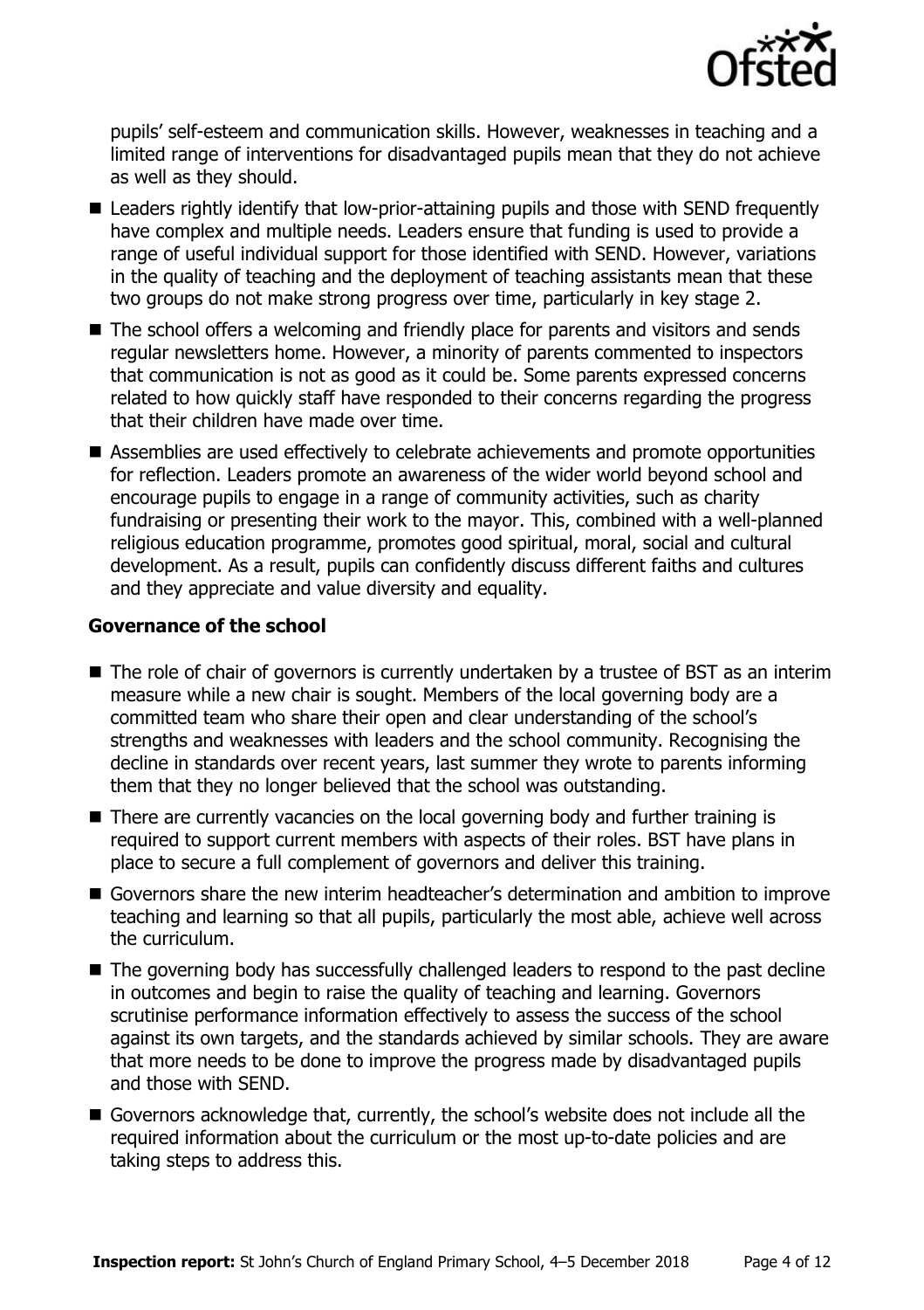pupils' self-esteem and communication skills. However, weaknesses in teaching and a limited range of interventions for disadvantaged pupils mean that they do not achieve as well as they should.

- Leaders rightly identify that low-prior-attaining pupils and those with SEND frequently have complex and multiple needs. Leaders ensure that funding is used to provide a range of useful individual support for those identified with SEND. However, variations in the quality of teaching and the deployment of teaching assistants mean that these two groups do not make strong progress over time, particularly in key stage 2.
- The school offers a welcoming and friendly place for parents and visitors and sends regular newsletters home. However, a minority of parents commented to inspectors that communication is not as good as it could be. Some parents expressed concerns related to how quickly staff have responded to their concerns regarding the progress that their children have made over time.
- Assemblies are used effectively to celebrate achievements and promote opportunities for reflection. Leaders promote an awareness of the wider world beyond school and encourage pupils to engage in a range of community activities, such as charity fundraising or presenting their work to the mayor. This, combined with a well-planned religious education programme, promotes good spiritual, moral, social and cultural development. As a result, pupils can confidently discuss different faiths and cultures and they appreciate and value diversity and equality.

### Governance of the school

- The role of chair of governors is currently undertaken by a trustee of BST as an interim measure while a new chair is sought. Members of the local governing body are a committed team who share their open and clear understanding of the school's strengths and weaknesses with leaders and the school community. Recognising the decline in standards over recent years, last summer they wrote to parents informing them that they no longer believed that the school was outstanding.
- There are currently vacancies on the local governing body and further training is required to support current members with aspects of their roles. BST have plans in place to secure a full complement of governors and deliver this training.
- Governors share the new interim headteacher's determination and ambition to improve teaching and learning so that all pupils, particularly the most able, achieve well across the curriculum.
- The governing body has successfully challenged leaders to respond to the past decline in outcomes and begin to raise the quality of teaching and learning. Governors scrutinise performance information effectively to assess the success of the school against its own targets, and the standards achieved by similar schools. They are aware that more needs to be done to improve the progress made by disadvantaged pupils and those with SEND.
- Governors acknowledge that, currently, the school's website does not include all the required information about the curriculum or the most up-to-date policies and are taking steps to address this.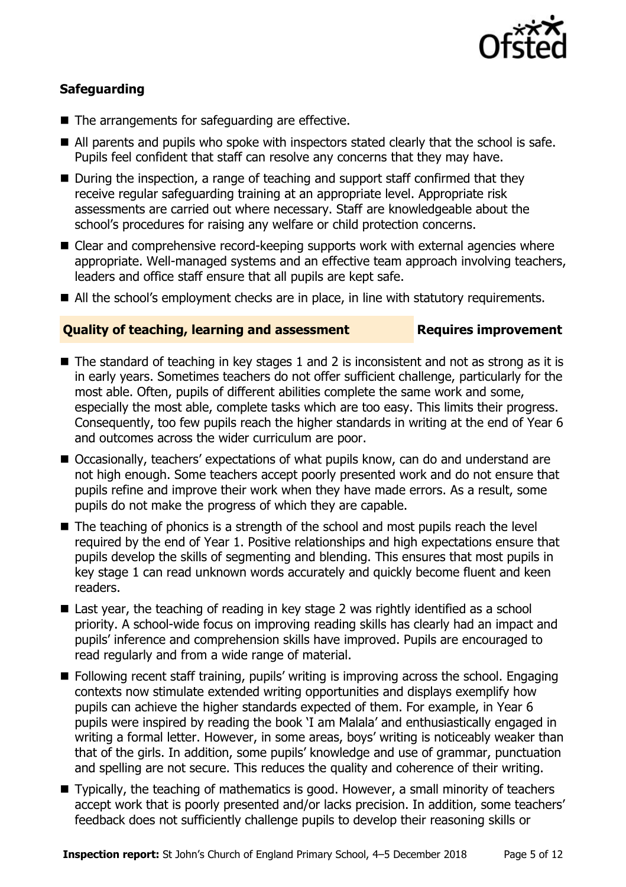### Safeguarding

- The arrangements for safeguarding are effective.
- All parents and pupils who spoke with inspectors stated clearly that the school is safe. Pupils feel confident that staff can resolve any concerns that they may have.
- During the inspection, a range of teaching and support staff confirmed that they receive regular safeguarding training at an appropriate level. Appropriate risk assessments are carried out where necessary. Staff are knowledgeable about the school's procedures for raising any welfare or child protection concerns.
- Clear and comprehensive record-keeping supports work with external agencies where appropriate. Well-managed systems and an effective team approach involving teachers, leaders and office staff ensure that all pupils are kept safe.
- All the school's employment checks are in place, in line with statutory requirements.

### Quality of teaching, learning and assessment — Requires improvement

- The standard of teaching in key stages 1 and 2 is inconsistent and not as strong as it is in early years. Sometimes teachers do not offer sufficient challenge, particularly for the most able. Often, pupils of different abilities complete the same work and some, especially the most able, complete tasks which are too easy. This limits their progress. Consequently, too few pupils reach the higher standards in writing at the end of Year 6 and outcomes across the wider curriculum are poor.
- Occasionally, teachers' expectations of what pupils know, can do and understand are not high enough. Some teachers accept poorly presented work and do not ensure that pupils refine and improve their work when they have made errors. As a result, some pupils do not make the progress of which they are capable.
- The teaching of phonics is a strength of the school and most pupils reach the level required by the end of Year 1. Positive relationships and high expectations ensure that pupils develop the skills of segmenting and blending. This ensures that most pupils in key stage 1 can read unknown words accurately and quickly become fluent and keen readers.
- Last year, the teaching of reading in key stage 2 was rightly identified as a school priority. A school-wide focus on improving reading skills has clearly had an impact and pupils' inference and comprehension skills have improved. Pupils are encouraged to read regularly and from a wide range of material.
- Following recent staff training, pupils' writing is improving across the school. Engaging contexts now stimulate extended writing opportunities and displays exemplify how pupils can achieve the higher standards expected of them. For example, in Year 6 pupils were inspired by reading the book 'I am Malala' and enthusiastically engaged in writing a formal letter. However, in some areas, boys' writing is noticeably weaker than that of the girls. In addition, some pupils' knowledge and use of grammar, punctuation and spelling are not secure. This reduces the quality and coherence of their writing.
- Typically, the teaching of mathematics is good. However, a small minority of teachers accept work that is poorly presented and/or lacks precision. In addition, some teachers' feedback does not sufficiently challenge pupils to develop their reasoning skills or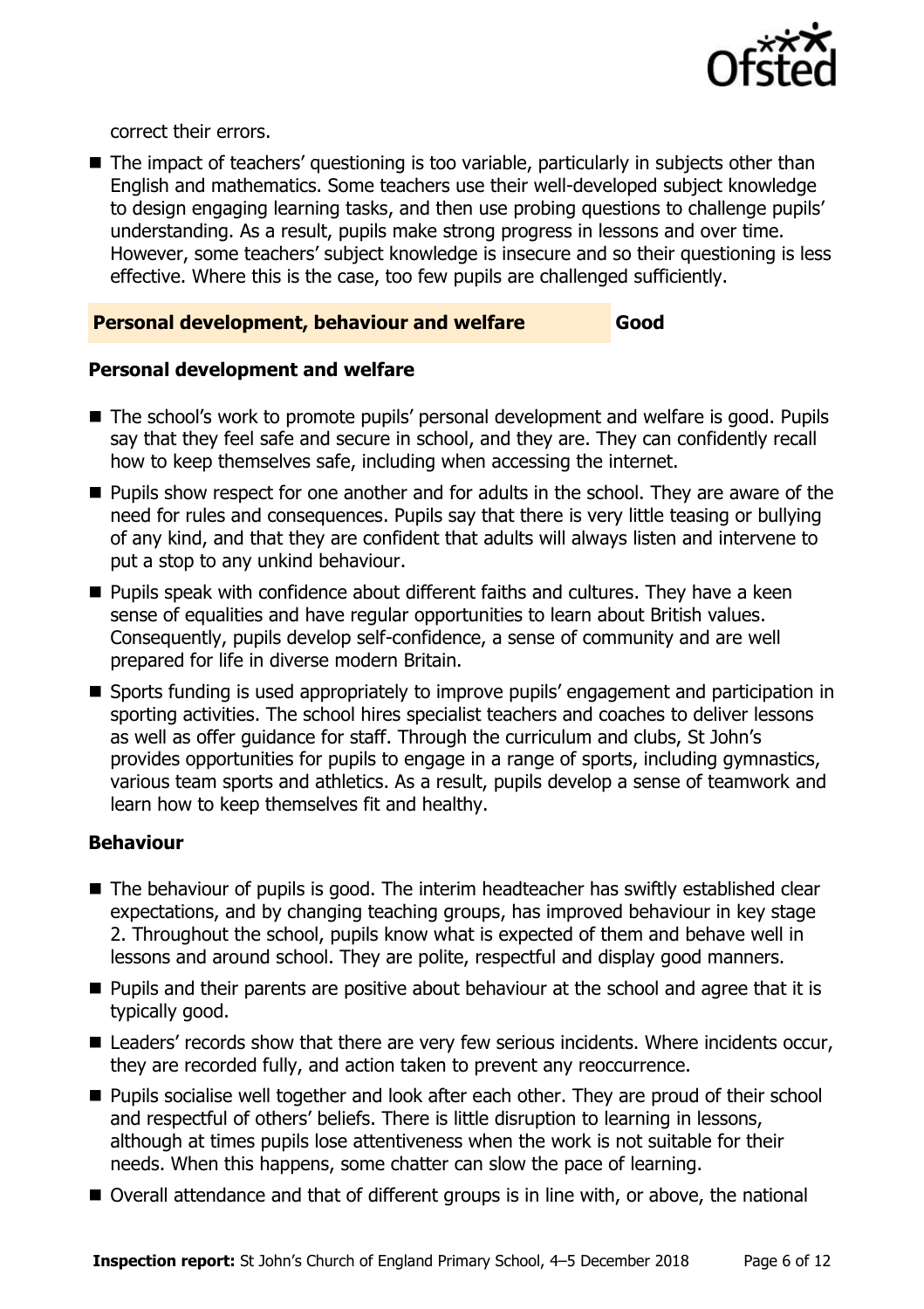correct their errors.

- The impact of teachers' questioning is too variable, particularly in subjects other than English and mathematics. Some teachers use their well-developed subject knowledge to design engaging learning tasks, and then use probing questions to challenge pupils' understanding. As a result, pupils make strong progress in lessons and over time. However, some teachers' subject knowledge is insecure and so their questioning is less effective. Where this is the case, too few pupils are challenged sufficiently.

## Personal development, behaviour and welfare — Good

### Personal development and welfare

- The school's work to promote pupils' personal development and welfare is good. Pupils say that they feel safe and secure in school, and they are. They can confidently recall how to keep themselves safe, including when accessing the internet.
- Pupils show respect for one another and for adults in the school. They are aware of the need for rules and consequences. Pupils say that there is very little teasing or bullying of any kind, and that they are confident that adults will always listen and intervene to put a stop to any unkind behaviour.
- Pupils speak with confidence about different faiths and cultures. They have a keen sense of equalities and have regular opportunities to learn about British values. Consequently, pupils develop self-confidence, a sense of community and are well prepared for life in diverse modern Britain.
- Sports funding is used appropriately to improve pupils' engagement and participation in sporting activities. The school hires specialist teachers and coaches to deliver lessons as well as offer guidance for staff. Through the curriculum and clubs, St John's provides opportunities for pupils to engage in a range of sports, including gymnastics, various team sports and athletics. As a result, pupils develop a sense of teamwork and learn how to keep themselves fit and healthy.

### Behaviour

- The behaviour of pupils is good. The interim headteacher has swiftly established clear expectations, and by changing teaching groups, has improved behaviour in key stage 2. Throughout the school, pupils know what is expected of them and behave well in lessons and around school. They are polite, respectful and display good manners.
- Pupils and their parents are positive about behaviour at the school and agree that it is typically good.
- Leaders' records show that there are very few serious incidents. Where incidents occur, they are recorded fully, and action taken to prevent any reoccurrence.
- Pupils socialise well together and look after each other. They are proud of their school and respectful of others' beliefs. There is little disruption to learning in lessons, although at times pupils lose attentiveness when the work is not suitable for their needs. When this happens, some chatter can slow the pace of learning.
- Overall attendance and that of different groups is in line with, or above, the national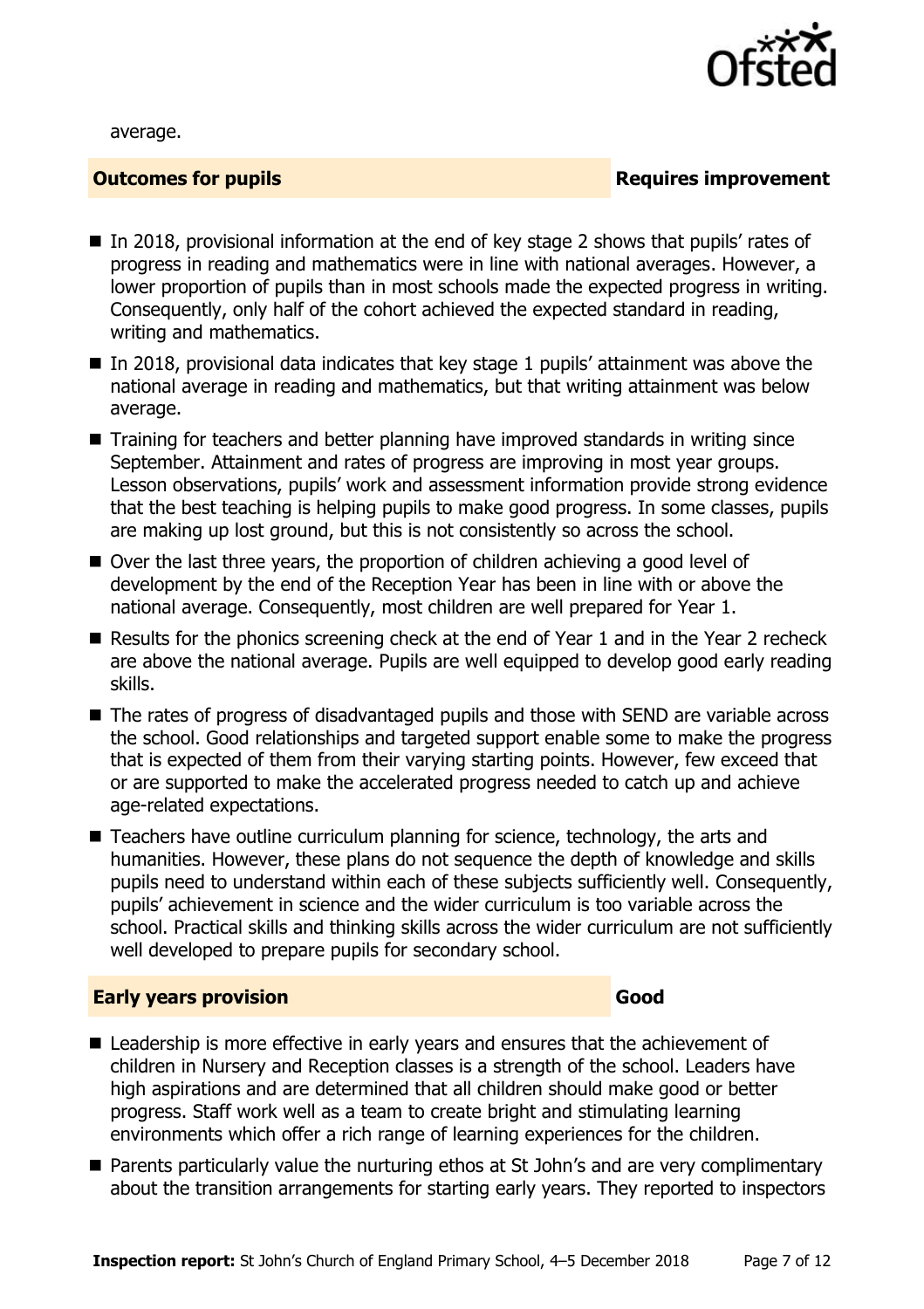average.

## Outcomes for pupils — Requires improvement

- In 2018, provisional information at the end of key stage 2 shows that pupils' rates of progress in reading and mathematics were in line with national averages. However, a lower proportion of pupils than in most schools made the expected progress in writing. Consequently, only half of the cohort achieved the expected standard in reading, writing and mathematics.
- In 2018, provisional data indicates that key stage 1 pupils' attainment was above the national average in reading and mathematics, but that writing attainment was below average.
- Training for teachers and better planning have improved standards in writing since September. Attainment and rates of progress are improving in most year groups. Lesson observations, pupils' work and assessment information provide strong evidence that the best teaching is helping pupils to make good progress. In some classes, pupils are making up lost ground, but this is not consistently so across the school.
- Over the last three years, the proportion of children achieving a good level of development by the end of the Reception Year has been in line with or above the national average. Consequently, most children are well prepared for Year 1.
- Results for the phonics screening check at the end of Year 1 and in the Year 2 recheck are above the national average. Pupils are well equipped to develop good early reading skills.
- The rates of progress of disadvantaged pupils and those with SEND are variable across the school. Good relationships and targeted support enable some to make the progress that is expected of them from their varying starting points. However, few exceed that or are supported to make the accelerated progress needed to catch up and achieve age-related expectations.
- Teachers have outline curriculum planning for science, technology, the arts and humanities. However, these plans do not sequence the depth of knowledge and skills pupils need to understand within each of these subjects sufficiently well. Consequently, pupils' achievement in science and the wider curriculum is too variable across the school. Practical skills and thinking skills across the wider curriculum are not sufficiently well developed to prepare pupils for secondary school.

## Early years provision — Good

- Leadership is more effective in early years and ensures that the achievement of children in Nursery and Reception classes is a strength of the school. Leaders have high aspirations and are determined that all children should make good or better progress. Staff work well as a team to create bright and stimulating learning environments which offer a rich range of learning experiences for the children.
- Parents particularly value the nurturing ethos at St John's and are very complimentary about the transition arrangements for starting early years. They reported to inspectors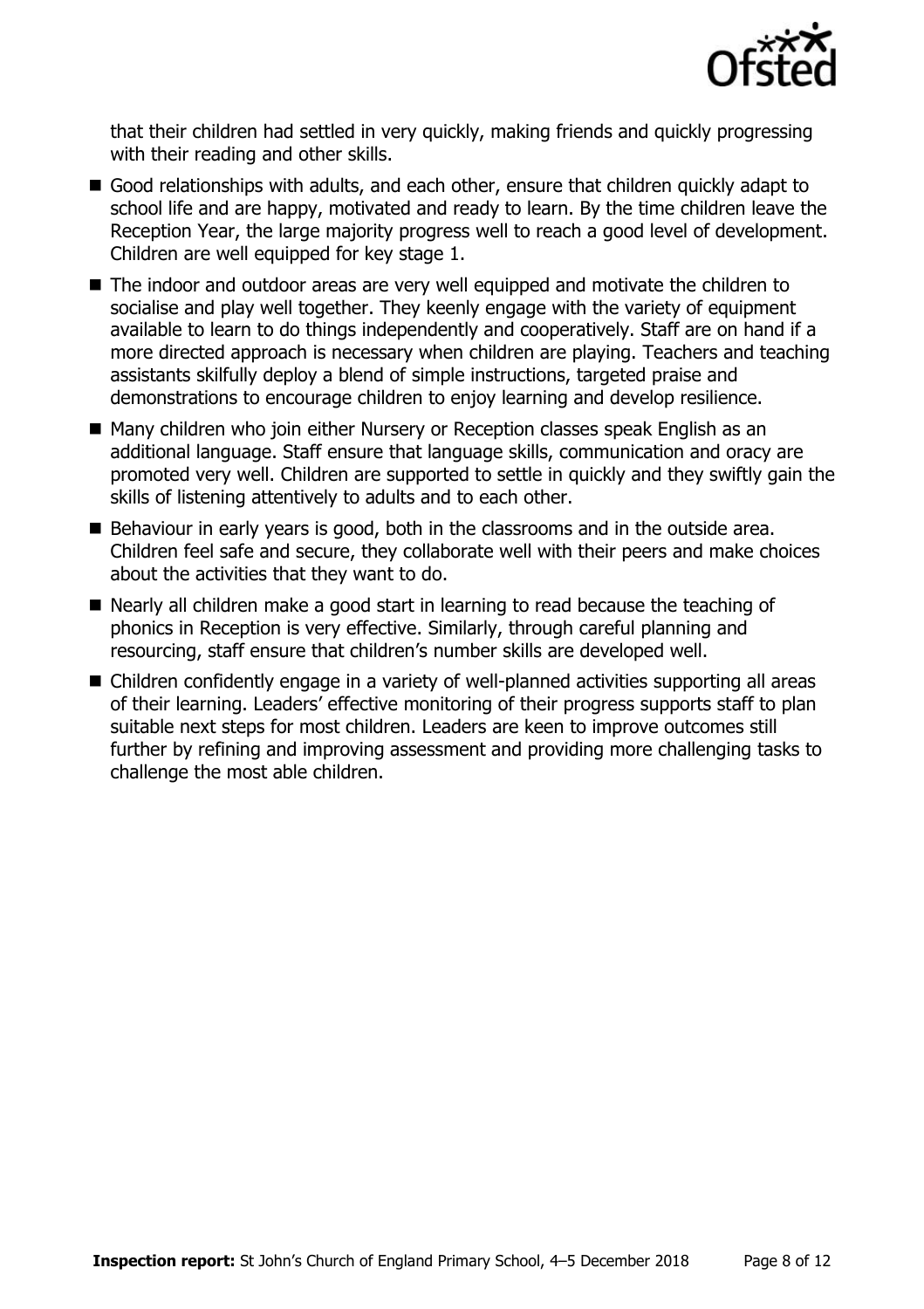that their children had settled in very quickly, making friends and quickly progressing with their reading and other skills.

- Good relationships with adults, and each other, ensure that children quickly adapt to school life and are happy, motivated and ready to learn. By the time children leave the Reception Year, the large majority progress well to reach a good level of development. Children are well equipped for key stage 1.
- The indoor and outdoor areas are very well equipped and motivate the children to socialise and play well together. They keenly engage with the variety of equipment available to learn to do things independently and cooperatively. Staff are on hand if a more directed approach is necessary when children are playing. Teachers and teaching assistants skilfully deploy a blend of simple instructions, targeted praise and demonstrations to encourage children to enjoy learning and develop resilience.
- Many children who join either Nursery or Reception classes speak English as an additional language. Staff ensure that language skills, communication and oracy are promoted very well. Children are supported to settle in quickly and they swiftly gain the skills of listening attentively to adults and to each other.
- Behaviour in early years is good, both in the classrooms and in the outside area. Children feel safe and secure, they collaborate well with their peers and make choices about the activities that they want to do.
- Nearly all children make a good start in learning to read because the teaching of phonics in Reception is very effective. Similarly, through careful planning and resourcing, staff ensure that children's number skills are developed well.
- Children confidently engage in a variety of well-planned activities supporting all areas of their learning. Leaders' effective monitoring of their progress supports staff to plan suitable next steps for most children. Leaders are keen to improve outcomes still further by refining and improving assessment and providing more challenging tasks to challenge the most able children.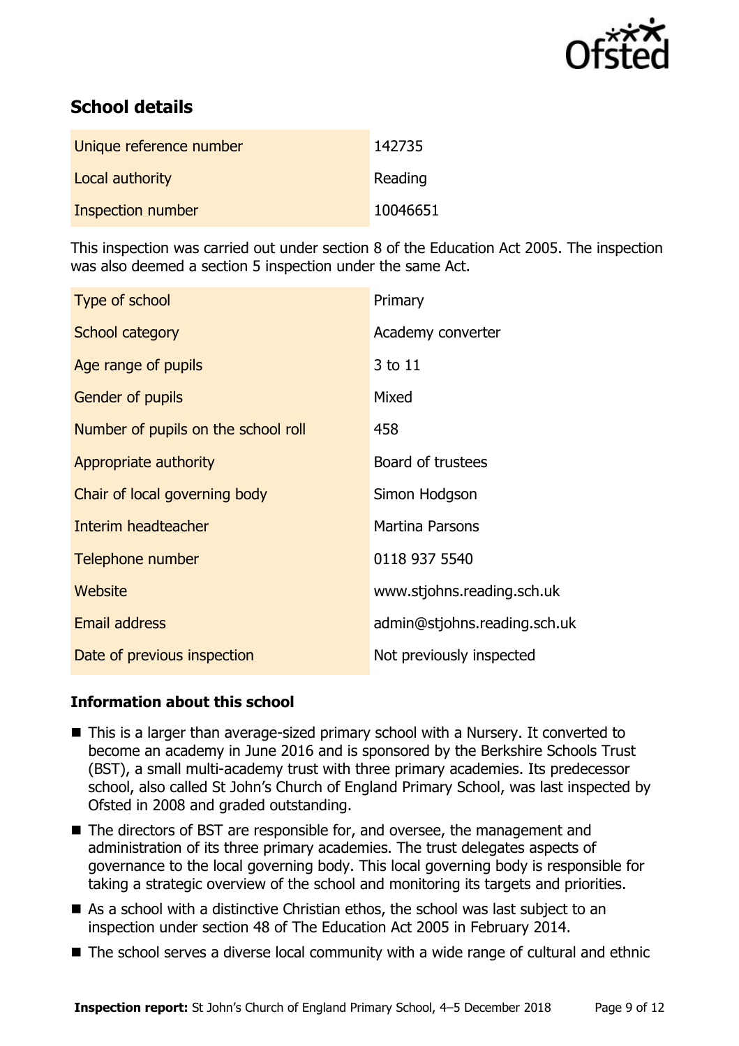## School details

| | |
|---|---|
| Unique reference number | 142735 |
| Local authority | Reading |
| Inspection number | 10046651 |

This inspection was carried out under section 8 of the Education Act 2005. The inspection was also deemed a section 5 inspection under the same Act.

| | |
|---|---|
| Type of school | Primary |
| School category | Academy converter |
| Age range of pupils | 3 to 11 |
| Gender of pupils | Mixed |
| Number of pupils on the school roll | 458 |
| Appropriate authority | Board of trustees |
| Chair of local governing body | Simon Hodgson |
| Interim headteacher | Martina Parsons |
| Telephone number | 0118 937 5540 |
| Website | www.stjohns.reading.sch.uk |
| Email address | admin@stjohns.reading.sch.uk |
| Date of previous inspection | Not previously inspected |

### Information about this school

- This is a larger than average-sized primary school with a Nursery. It converted to become an academy in June 2016 and is sponsored by the Berkshire Schools Trust (BST), a small multi-academy trust with three primary academies. Its predecessor school, also called St John's Church of England Primary School, was last inspected by Ofsted in 2008 and graded outstanding.
- The directors of BST are responsible for, and oversee, the management and administration of its three primary academies. The trust delegates aspects of governance to the local governing body. This local governing body is responsible for taking a strategic overview of the school and monitoring its targets and priorities.
- As a school with a distinctive Christian ethos, the school was last subject to an inspection under section 48 of The Education Act 2005 in February 2014.
- The school serves a diverse local community with a wide range of cultural and ethnic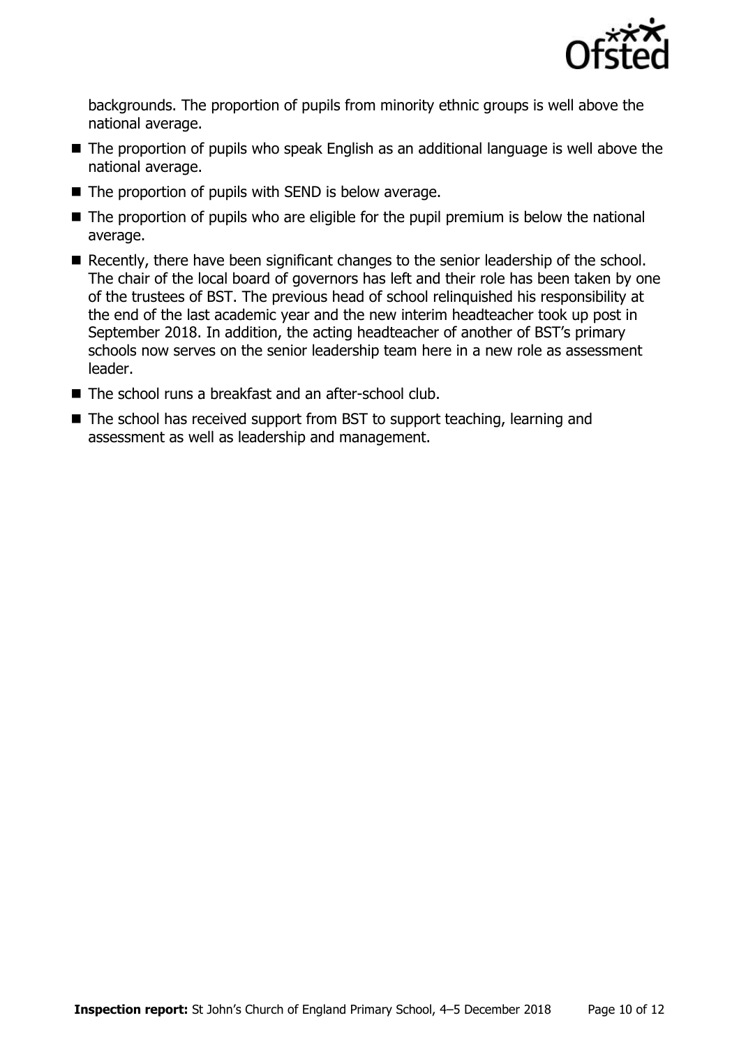backgrounds. The proportion of pupils from minority ethnic groups is well above the national average.

- The proportion of pupils who speak English as an additional language is well above the national average.
- The proportion of pupils with SEND is below average.
- The proportion of pupils who are eligible for the pupil premium is below the national average.
- Recently, there have been significant changes to the senior leadership of the school. The chair of the local board of governors has left and their role has been taken by one of the trustees of BST. The previous head of school relinquished his responsibility at the end of the last academic year and the new interim headteacher took up post in September 2018. In addition, the acting headteacher of another of BST's primary schools now serves on the senior leadership team here in a new role as assessment leader.
- The school runs a breakfast and an after-school club.
- The school has received support from BST to support teaching, learning and assessment as well as leadership and management.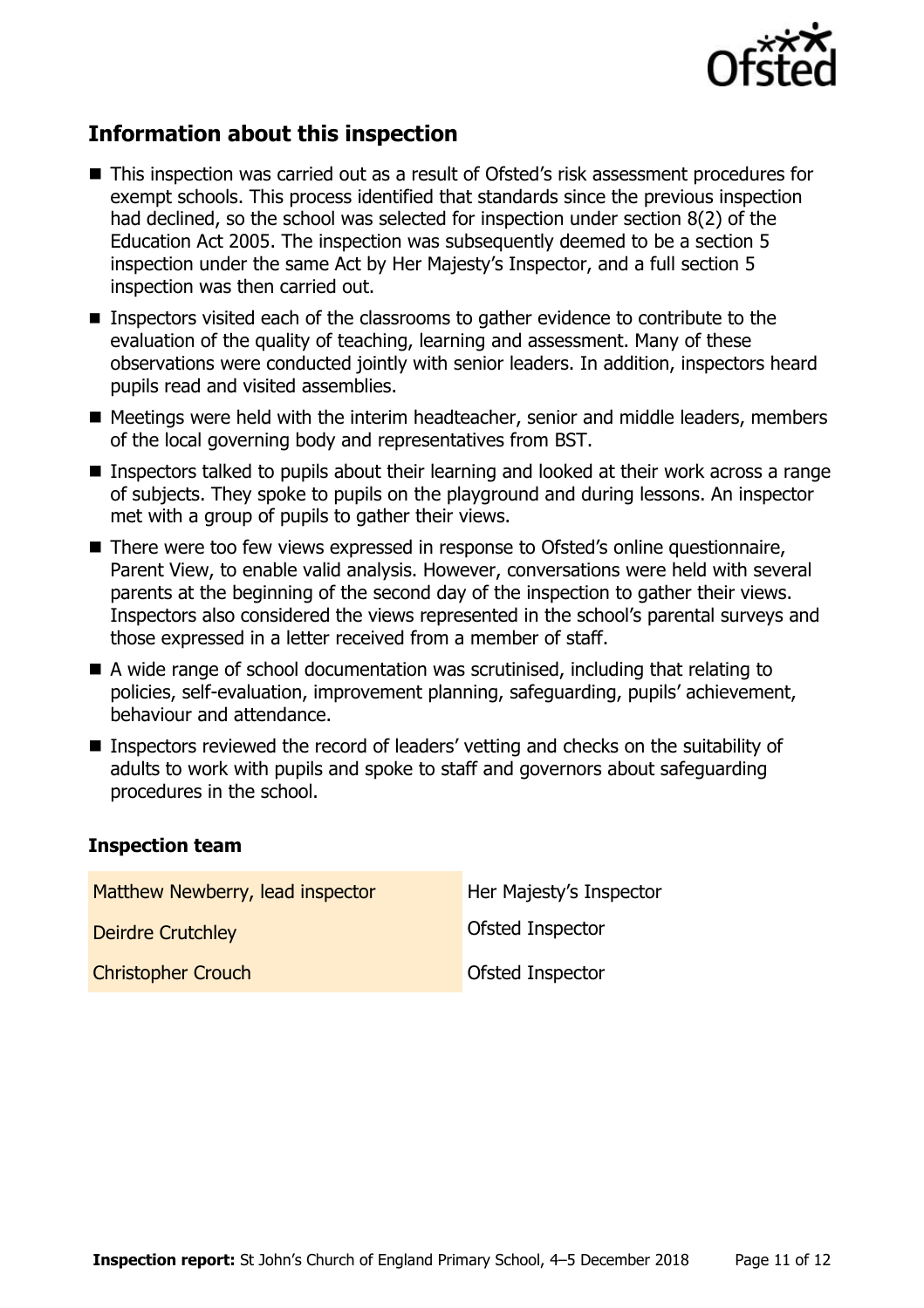## Information about this inspection

- This inspection was carried out as a result of Ofsted's risk assessment procedures for exempt schools. This process identified that standards since the previous inspection had declined, so the school was selected for inspection under section 8(2) of the Education Act 2005. The inspection was subsequently deemed to be a section 5 inspection under the same Act by Her Majesty's Inspector, and a full section 5 inspection was then carried out.
- Inspectors visited each of the classrooms to gather evidence to contribute to the evaluation of the quality of teaching, learning and assessment. Many of these observations were conducted jointly with senior leaders. In addition, inspectors heard pupils read and visited assemblies.
- Meetings were held with the interim headteacher, senior and middle leaders, members of the local governing body and representatives from BST.
- Inspectors talked to pupils about their learning and looked at their work across a range of subjects. They spoke to pupils on the playground and during lessons. An inspector met with a group of pupils to gather their views.
- There were too few views expressed in response to Ofsted's online questionnaire, Parent View, to enable valid analysis. However, conversations were held with several parents at the beginning of the second day of the inspection to gather their views. Inspectors also considered the views represented in the school's parental surveys and those expressed in a letter received from a member of staff.
- A wide range of school documentation was scrutinised, including that relating to policies, self-evaluation, improvement planning, safeguarding, pupils' achievement, behaviour and attendance.
- Inspectors reviewed the record of leaders' vetting and checks on the suitability of adults to work with pupils and spoke to staff and governors about safeguarding procedures in the school.

### Inspection team

| | |
|---|---|
| Matthew Newberry, lead inspector | Her Majesty's Inspector |
| Deirdre Crutchley | Ofsted Inspector |
| Christopher Crouch | Ofsted Inspector |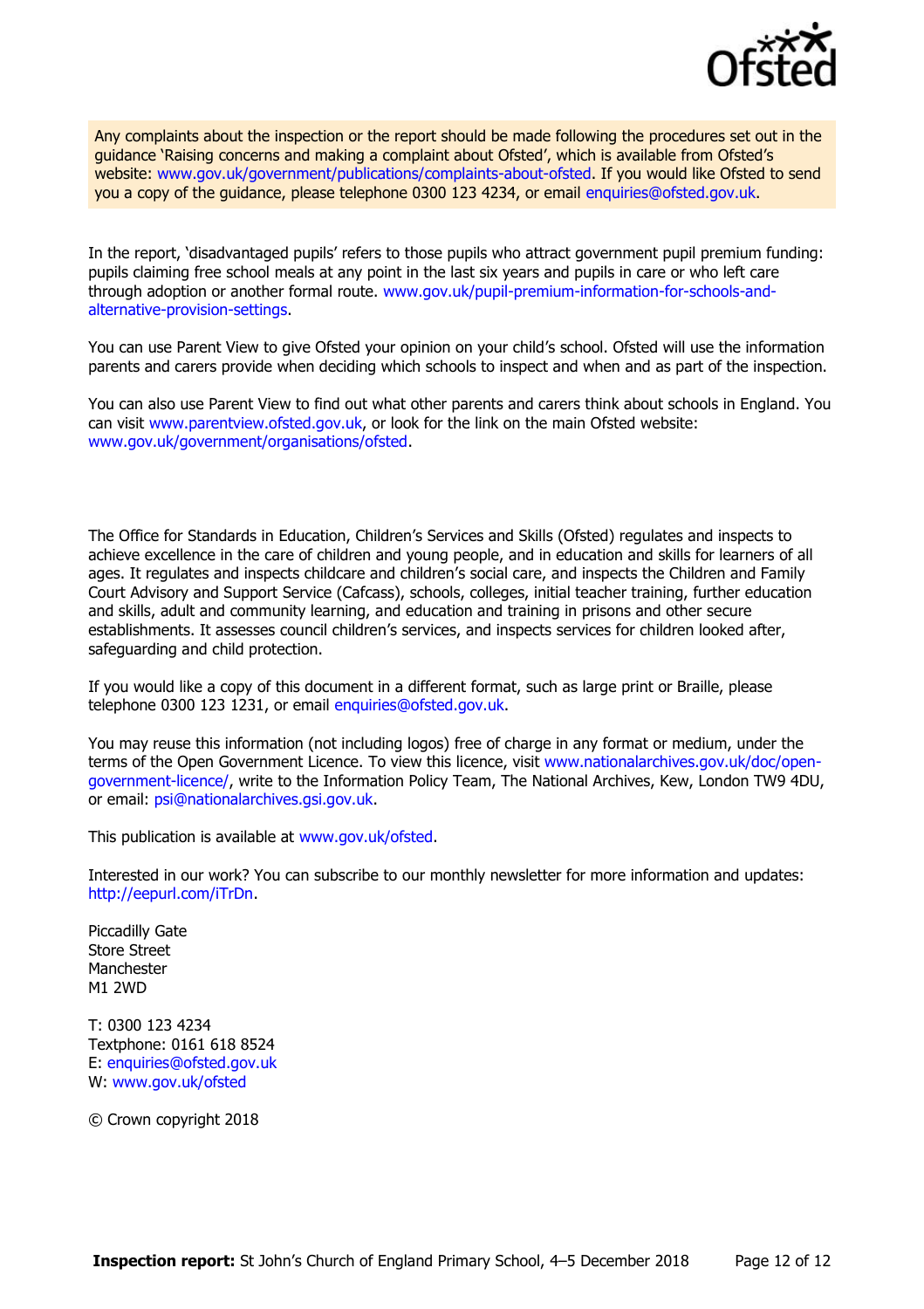Any complaints about the inspection or the report should be made following the procedures set out in the guidance 'Raising concerns and making a complaint about Ofsted', which is available from Ofsted's website: www.gov.uk/government/publications/complaints-about-ofsted. If you would like Ofsted to send you a copy of the guidance, please telephone 0300 123 4234, or email enquiries@ofsted.gov.uk.

In the report, 'disadvantaged pupils' refers to those pupils who attract government pupil premium funding: pupils claiming free school meals at any point in the last six years and pupils in care or who left care through adoption or another formal route. www.gov.uk/pupil-premium-information-for-schools-and-alternative-provision-settings.

You can use Parent View to give Ofsted your opinion on your child's school. Ofsted will use the information parents and carers provide when deciding which schools to inspect and when and as part of the inspection.

You can also use Parent View to find out what other parents and carers think about schools in England. You can visit www.parentview.ofsted.gov.uk, or look for the link on the main Ofsted website: www.gov.uk/government/organisations/ofsted.

The Office for Standards in Education, Children's Services and Skills (Ofsted) regulates and inspects to achieve excellence in the care of children and young people, and in education and skills for learners of all ages. It regulates and inspects childcare and children's social care, and inspects the Children and Family Court Advisory and Support Service (Cafcass), schools, colleges, initial teacher training, further education and skills, adult and community learning, and education and training in prisons and other secure establishments. It assesses council children's services, and inspects services for children looked after, safeguarding and child protection.

If you would like a copy of this document in a different format, such as large print or Braille, please telephone 0300 123 1231, or email enquiries@ofsted.gov.uk.

You may reuse this information (not including logos) free of charge in any format or medium, under the terms of the Open Government Licence. To view this licence, visit www.nationalarchives.gov.uk/doc/open-government-licence/, write to the Information Policy Team, The National Archives, Kew, London TW9 4DU, or email: psi@nationalarchives.gsi.gov.uk.

This publication is available at www.gov.uk/ofsted.

Interested in our work? You can subscribe to our monthly newsletter for more information and updates: http://eepurl.com/iTrDn.

Piccadilly Gate
Store Street
Manchester
M1 2WD

T: 0300 123 4234
Textphone: 0161 618 8524
E: enquiries@ofsted.gov.uk
W: www.gov.uk/ofsted

© Crown copyright 2018